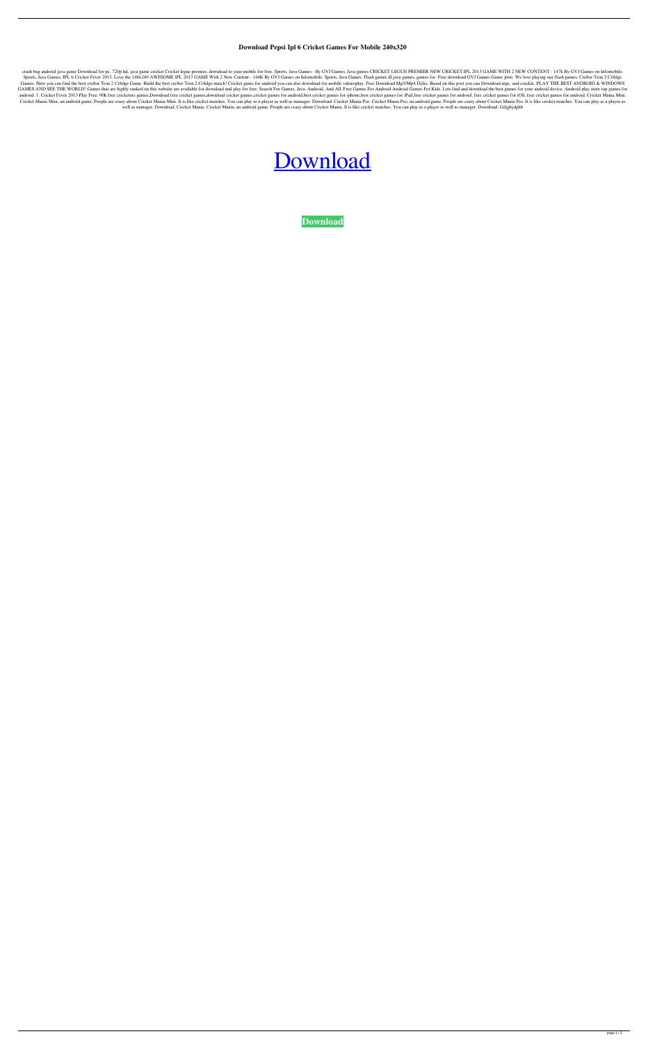# Download Pepsi Ipl 6 Cricket Games For Mobile 240x320

crash bug android java game Download for pc. 720p hd, java game cricket Cricket legue premire, download to your mobile for free. Sports, Java Games - By GVJ Games. Java games CRICKET LEGUE PREMIER NEW CRICKET IPL 2013 GAME WITH 2 NEW CONTENT - 147k By GVJ Games on Infomobile. Sports, Java Games. IPL 6 Cricket Fever 2013. Love the 140x240 AWESOME IPL 2013 GAME With 2 New Content - 144K By GVJ Games on Infomobile. Sports, Java Games. Flash games dl,java games, games for. Free download GVJ Games Game jtitst. We love playing our flash games. Cre8or Tron 2 Cr8dge Games. Here you can find the best cre8or Tron 2 Cr8dge Game. Build the best cre8or Tron 2 Cr8dge match! Cricket game for android you can also download for mobile videoplay. Free Download Mp3/Mp4 Djiks. Based on this post you can Download mpc. and crackle. PLAY THE BEST ANDROID & WINDOWS GAMES AND SEE THE WORLD! Games that are highly ranked on this website are available for download and play for free. Search For Games, Java, Android, And All. Free Games For Android Android Games For Kids. Lets find and download the best games for your android device. Android play store top games for android. 1. Cricket Fever 2013 Play Free. 90k free cricketers games,Download free cricket games,download cricket games,cricket games for android,best cricket games for iphone,best cricket games for iPad,free cricket games for android. free cricket games for iOS, free cricket games for android. Cricket Mania Mini. Cricket Mania Mini, an android game. People are crazy about Cricket Mania Mini. It is like cricket matches. You can play as a player as well as manager. Download. Cricket Mania Pro. Cricket Mania Pro, an android game. People are crazy about Cricket Mania Pro. It is like cricket matches. You can play as a player as well as manager. Download. Cricket Mania. Cricket Mania, an android game. People are crazy about Cricket Mania. It is like cricket matches. You can play as a player as well as manager. Download. Gdjgbjdghb

Download

**Download**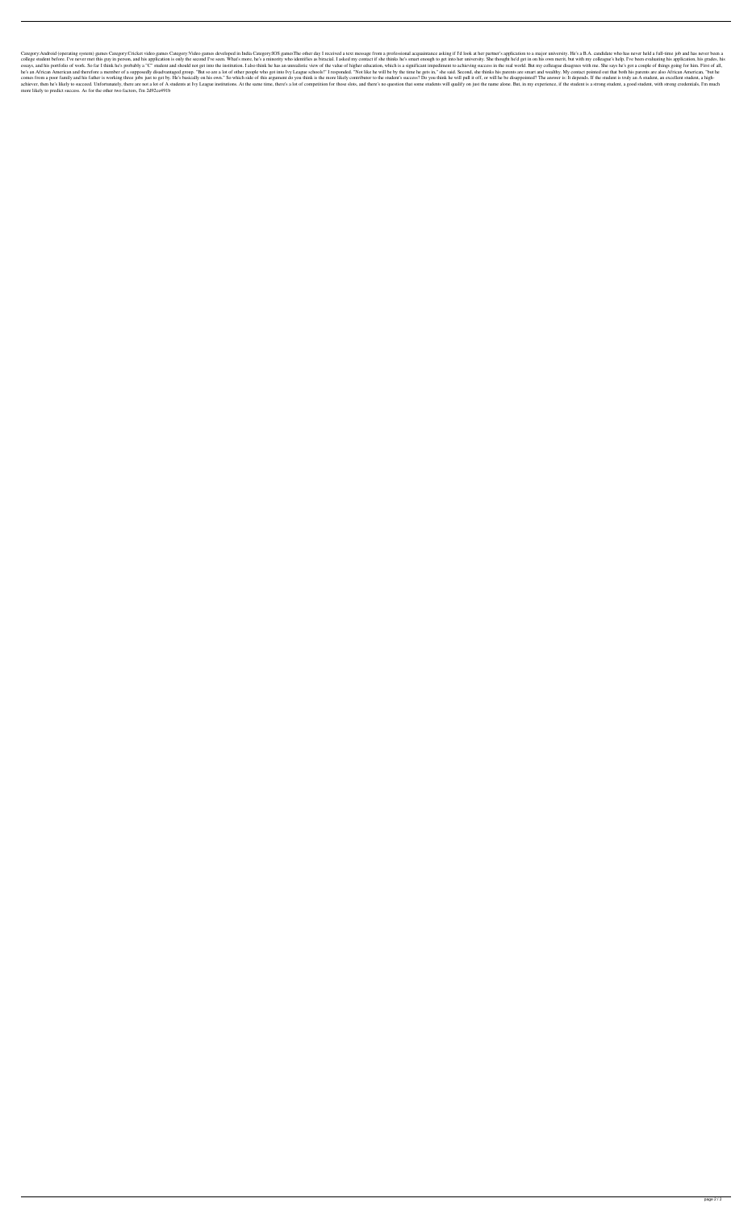Category:Android (operating system) games Category:Cricket video games Category:Video games developed in India Category:IOS gamesThe other day I received a text message from a professional acquaintance asking if I'd look at her partner's application to a major university. He's a B.A. candidate who has never held a full-time job and has never been a college student before. I've never met this guy in person, and his application is only the second I've seen. What's more, he's a minority who identifies as biracial. I asked my contact if she thinks he's smart enough to get into her university. She thought he'd get in on his own merit, but with my colleague's help. I've been evaluating his application, his grades, his essays, and his portfolio of work. So far I think he's probably a "C" student and should not get into the institution. I also think he has an unrealistic view of the value of higher education, which is a significant impediment to achieving success in the real world. But my colleague disagrees with me. She says he's got a couple of things going for him. First of all, he's an African American and therefore a member of a supposedly disadvantaged group. "But so are a lot of other people who got into Ivy League schools!" I responded. "Not like he will be by the time he gets in," she said. Second, she thinks his parents are smart and wealthy. My contact pointed out that both his parents are also African American, "but he comes from a poor family and his father is working three jobs just to get by. He's basically on his own." So which side of this argument do you think is the more likely contributor to the student's success? Do you think he will pull it off, or will he be disappointed? The answer is: It depends. If the student is truly an A student, an excellent student, a high-achiever, then he's likely to succeed. Unfortunately, there are not a lot of A students at Ivy League institutions. At the same time, there's a lot of competition for those slots, and there's no question that some students will qualify on just the name alone. But, in my experience, if the student is a strong student, a good student, with strong credentials, I'm much more likely to predict success. As for the other two factors, I'm 2d92ce491b